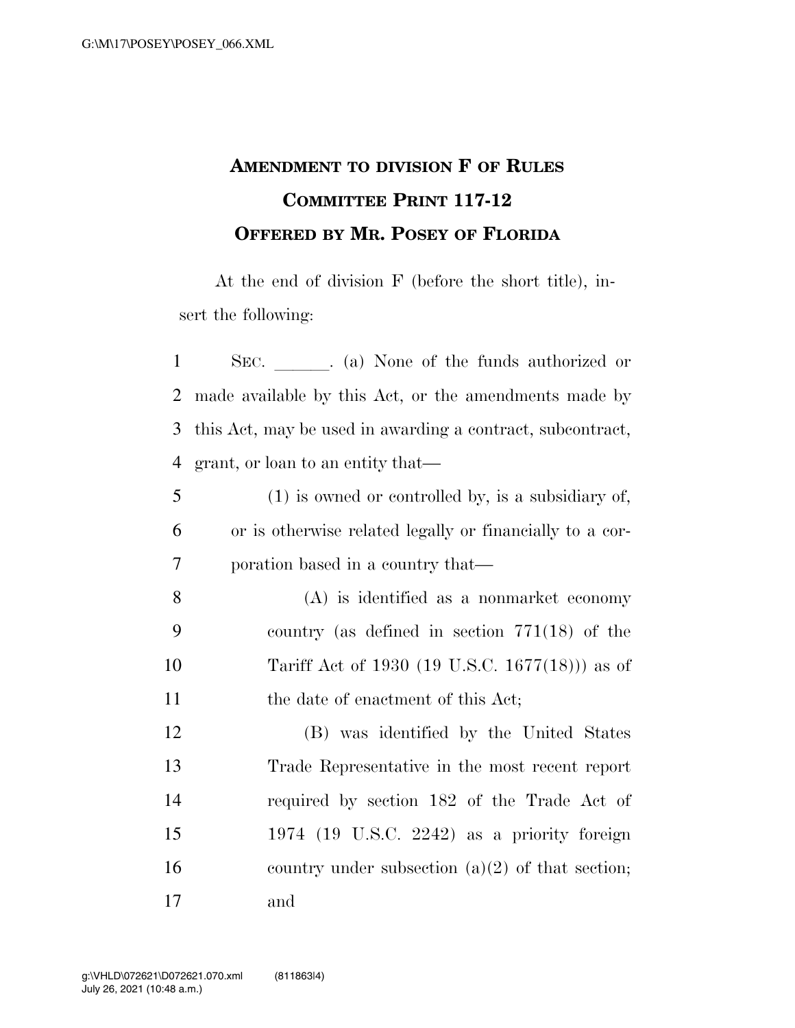# AMENDMENT TO DIVISION F OF RULES COMMITTEE PRINT 117-12

## OFFERED BY MR. POSEY OF FLORIDA

At the end of division F (before the short title), insert the following:

SEC. ______. (a) None of the funds authorized or made available by this Act, or the amendments made by this Act, may be used in awarding a contract, subcontract, grant, or loan to an entity that—

(1) is owned or controlled by, is a subsidiary of, or is otherwise related legally or financially to a corporation based in a country that—

(A) is identified as a nonmarket economy country (as defined in section 771(18) of the Tariff Act of 1930 (19 U.S.C. 1677(18))) as of the date of enactment of this Act;

(B) was identified by the United States Trade Representative in the most recent report required by section 182 of the Trade Act of 1974 (19 U.S.C. 2242) as a priority foreign country under subsection (a)(2) of that section; and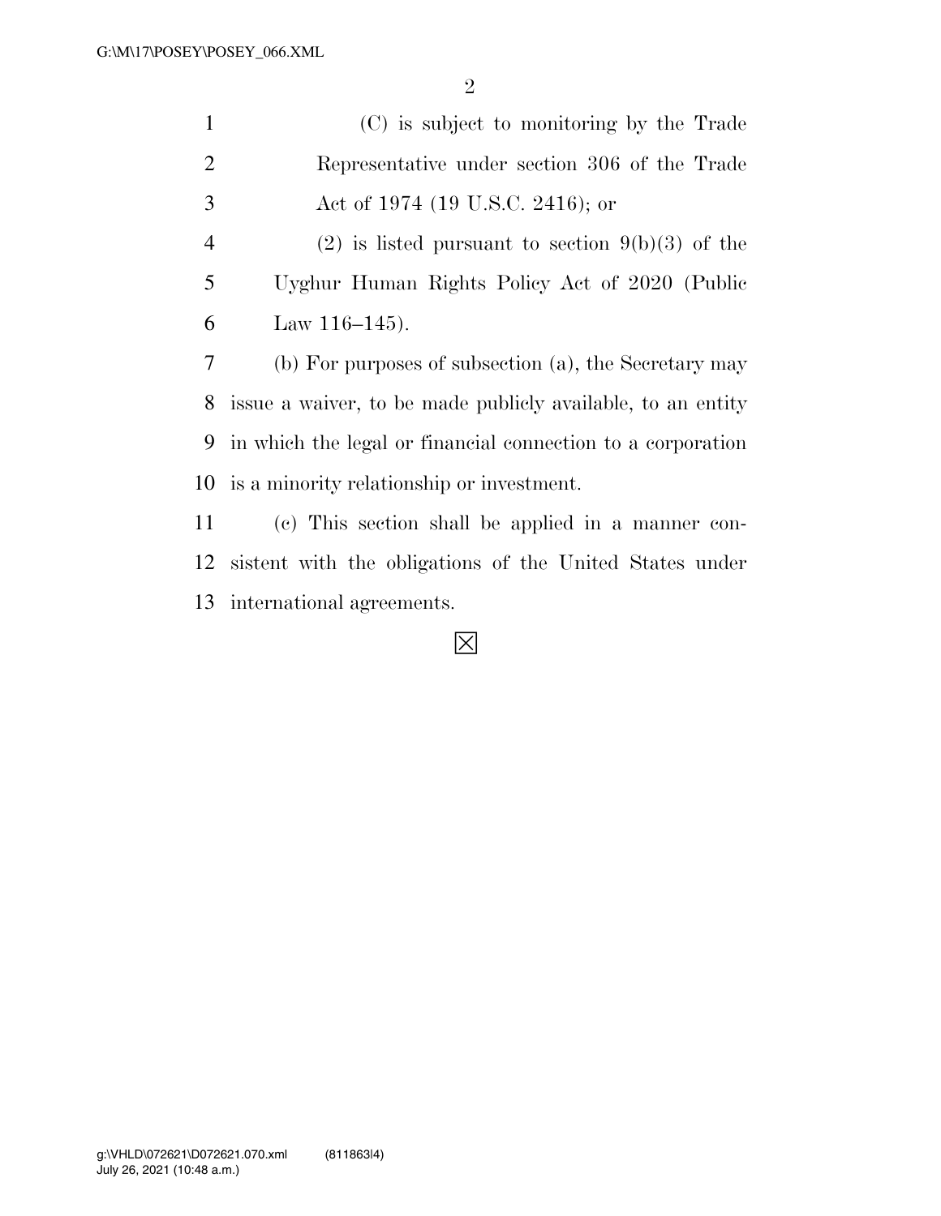(C) is subject to monitoring by the Trade Representative under section 306 of the Trade Act of 1974 (19 U.S.C. 2416); or

(2) is listed pursuant to section 9(b)(3) of the Uyghur Human Rights Policy Act of 2020 (Public Law 116–145).

(b) For purposes of subsection (a), the Secretary may issue a waiver, to be made publicly available, to an entity in which the legal or financial connection to a corporation is a minority relationship or investment.

(c) This section shall be applied in a manner consistent with the obligations of the United States under international agreements.

☒